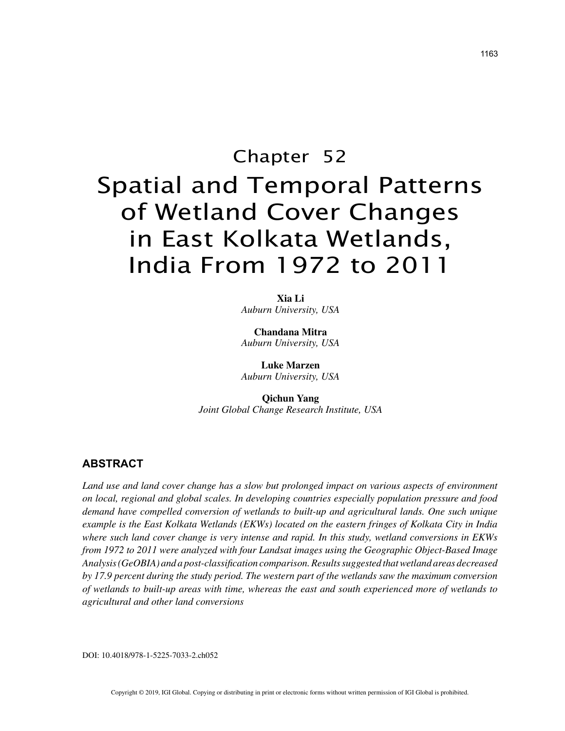# Chapter 52
# Spatial and Temporal Patterns of Wetland Cover Changes in East Kolkata Wetlands, India From 1972 to 2011

**Xia Li**
*Auburn University, USA*

**Chandana Mitra**
*Auburn University, USA*

**Luke Marzen**
*Auburn University, USA*

**Qichun Yang**
*Joint Global Change Research Institute, USA*

## ABSTRACT

*Land use and land cover change has a slow but prolonged impact on various aspects of environment on local, regional and global scales. In developing countries especially population pressure and food demand have compelled conversion of wetlands to built-up and agricultural lands. One such unique example is the East Kolkata Wetlands (EKWs) located on the eastern fringes of Kolkata City in India where such land cover change is very intense and rapid. In this study, wetland conversions in EKWs from 1972 to 2011 were analyzed with four Landsat images using the Geographic Object-Based Image Analysis (GeOBIA) and a post-classification comparison. Results suggested that wetland areas decreased by 17.9 percent during the study period. The western part of the wetlands saw the maximum conversion of wetlands to built-up areas with time, whereas the east and south experienced more of wetlands to agricultural and other land conversions*

DOI: 10.4018/978-1-5225-7033-2.ch052

Copyright © 2019, IGI Global. Copying or distributing in print or electronic forms without written permission of IGI Global is prohibited.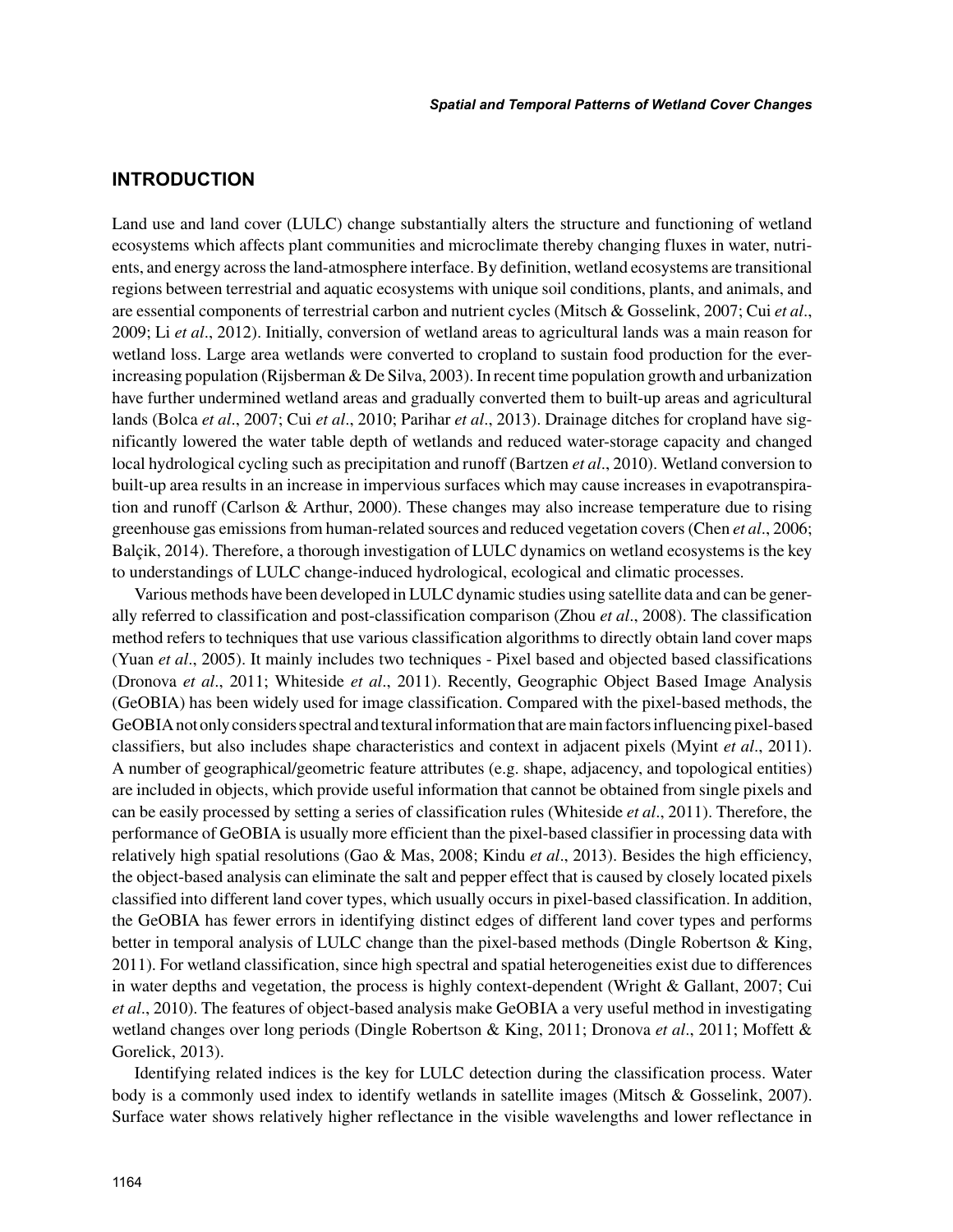## INTRODUCTION

Land use and land cover (LULC) change substantially alters the structure and functioning of wetland ecosystems which affects plant communities and microclimate thereby changing fluxes in water, nutrients, and energy across the land-atmosphere interface. By definition, wetland ecosystems are transitional regions between terrestrial and aquatic ecosystems with unique soil conditions, plants, and animals, and are essential components of terrestrial carbon and nutrient cycles (Mitsch & Gosselink, 2007; Cui *et al*., 2009; Li *et al*., 2012). Initially, conversion of wetland areas to agricultural lands was a main reason for wetland loss. Large area wetlands were converted to cropland to sustain food production for the ever-increasing population (Rijsberman & De Silva, 2003). In recent time population growth and urbanization have further undermined wetland areas and gradually converted them to built-up areas and agricultural lands (Bolca *et al*., 2007; Cui *et al*., 2010; Parihar *et al*., 2013). Drainage ditches for cropland have significantly lowered the water table depth of wetlands and reduced water-storage capacity and changed local hydrological cycling such as precipitation and runoff (Bartzen *et al*., 2010). Wetland conversion to built-up area results in an increase in impervious surfaces which may cause increases in evapotranspiration and runoff (Carlson & Arthur, 2000). These changes may also increase temperature due to rising greenhouse gas emissions from human-related sources and reduced vegetation covers (Chen *et al*., 2006; Balçik, 2014). Therefore, a thorough investigation of LULC dynamics on wetland ecosystems is the key to understandings of LULC change-induced hydrological, ecological and climatic processes.

Various methods have been developed in LULC dynamic studies using satellite data and can be generally referred to classification and post-classification comparison (Zhou *et al*., 2008). The classification method refers to techniques that use various classification algorithms to directly obtain land cover maps (Yuan *et al*., 2005). It mainly includes two techniques - Pixel based and objected based classifications (Dronova *et al*., 2011; Whiteside *et al*., 2011). Recently, Geographic Object Based Image Analysis (GeOBIA) has been widely used for image classification. Compared with the pixel-based methods, the GeOBIA not only considers spectral and textural information that are main factors influencing pixel-based classifiers, but also includes shape characteristics and context in adjacent pixels (Myint *et al*., 2011). A number of geographical/geometric feature attributes (e.g. shape, adjacency, and topological entities) are included in objects, which provide useful information that cannot be obtained from single pixels and can be easily processed by setting a series of classification rules (Whiteside *et al*., 2011). Therefore, the performance of GeOBIA is usually more efficient than the pixel-based classifier in processing data with relatively high spatial resolutions (Gao & Mas, 2008; Kindu *et al*., 2013). Besides the high efficiency, the object-based analysis can eliminate the salt and pepper effect that is caused by closely located pixels classified into different land cover types, which usually occurs in pixel-based classification. In addition, the GeOBIA has fewer errors in identifying distinct edges of different land cover types and performs better in temporal analysis of LULC change than the pixel-based methods (Dingle Robertson & King, 2011). For wetland classification, since high spectral and spatial heterogeneities exist due to differences in water depths and vegetation, the process is highly context-dependent (Wright & Gallant, 2007; Cui *et al*., 2010). The features of object-based analysis make GeOBIA a very useful method in investigating wetland changes over long periods (Dingle Robertson & King, 2011; Dronova *et al*., 2011; Moffett & Gorelick, 2013).

Identifying related indices is the key for LULC detection during the classification process. Water body is a commonly used index to identify wetlands in satellite images (Mitsch & Gosselink, 2007). Surface water shows relatively higher reflectance in the visible wavelengths and lower reflectance in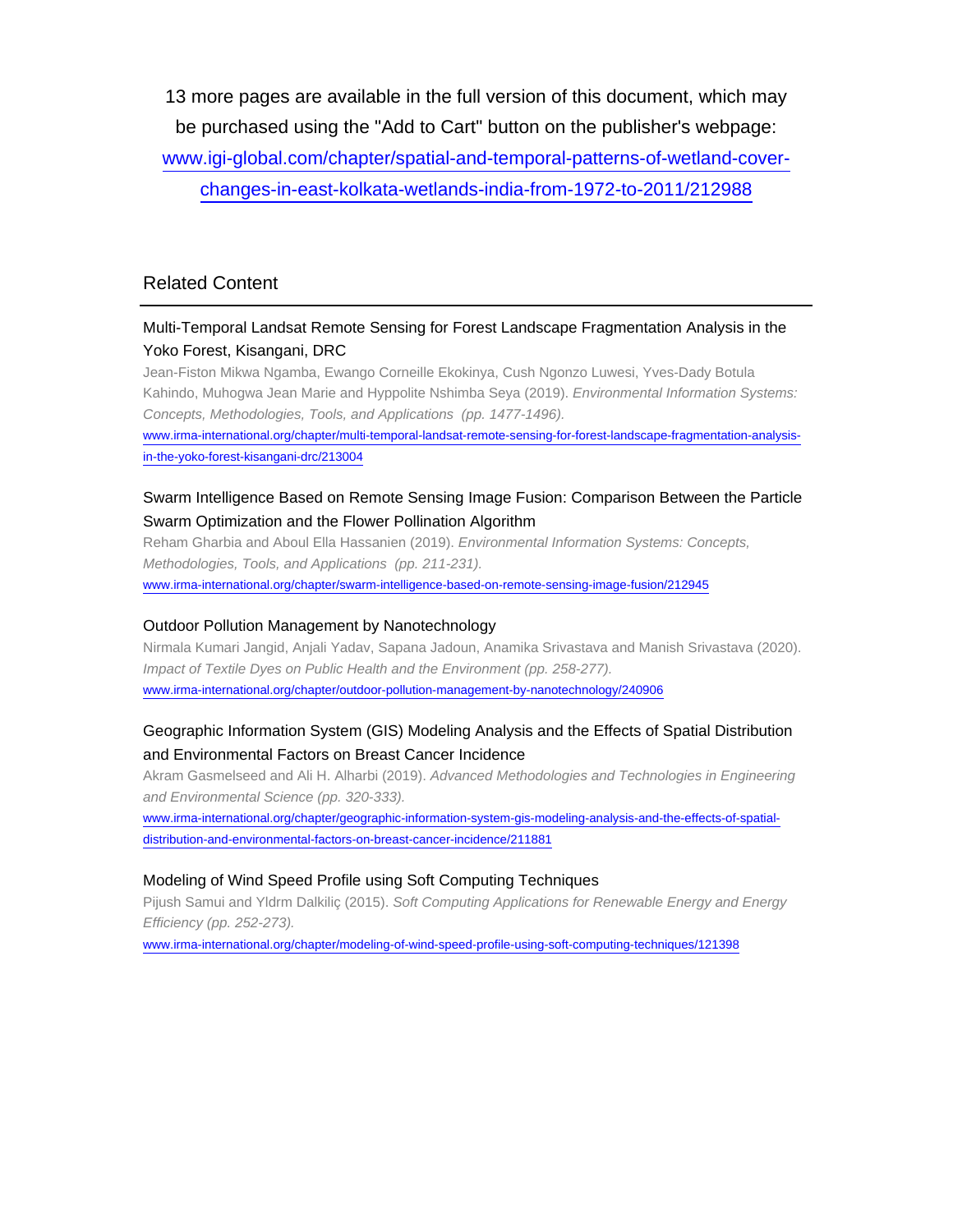13 more pages are available in the full version of this document, which may be purchased using the "Add to Cart" button on the publisher's webpage: [www.igi-global.com/chapter/spatial-and-temporal-patterns-of-wetland-cover-changes-in-east-kolkata-wetlands-india-from-1972-to-2011/212988](www.igi-global.com/chapter/spatial-and-temporal-patterns-of-wetland-cover-changes-in-east-kolkata-wetlands-india-from-1972-to-2011/212988)

## Related Content

**Multi-Temporal Landsat Remote Sensing for Forest Landscape Fragmentation Analysis in the Yoko Forest, Kisangani, DRC**

Jean-Fiston Mikwa Ngamba, Ewango Corneille Ekokinya, Cush Ngonzo Luwesi, Yves-Dady Botula Kahindo, Muhogwa Jean Marie and Hyppolite Nshimba Seya (2019). *Environmental Information Systems: Concepts, Methodologies, Tools, and Applications (pp. 1477-1496).*

[www.irma-international.org/chapter/multi-temporal-landsat-remote-sensing-for-forest-landscape-fragmentation-analysis-in-the-yoko-forest-kisangani-drc/213004](www.irma-international.org/chapter/multi-temporal-landsat-remote-sensing-for-forest-landscape-fragmentation-analysis-in-the-yoko-forest-kisangani-drc/213004)

**Swarm Intelligence Based on Remote Sensing Image Fusion: Comparison Between the Particle Swarm Optimization and the Flower Pollination Algorithm**

Reham Gharbia and Aboul Ella Hassanien (2019). *Environmental Information Systems: Concepts, Methodologies, Tools, and Applications (pp. 211-231).*

[www.irma-international.org/chapter/swarm-intelligence-based-on-remote-sensing-image-fusion/212945](www.irma-international.org/chapter/swarm-intelligence-based-on-remote-sensing-image-fusion/212945)

**Outdoor Pollution Management by Nanotechnology**

Nirmala Kumari Jangid, Anjali Yadav, Sapana Jadoun, Anamika Srivastava and Manish Srivastava (2020). *Impact of Textile Dyes on Public Health and the Environment (pp. 258-277).*

[www.irma-international.org/chapter/outdoor-pollution-management-by-nanotechnology/240906](www.irma-international.org/chapter/outdoor-pollution-management-by-nanotechnology/240906)

**Geographic Information System (GIS) Modeling Analysis and the Effects of Spatial Distribution and Environmental Factors on Breast Cancer Incidence**

Akram Gasmelseed and Ali H. Alharbi (2019). *Advanced Methodologies and Technologies in Engineering and Environmental Science (pp. 320-333).*

[www.irma-international.org/chapter/geographic-information-system-gis-modeling-analysis-and-the-effects-of-spatial-distribution-and-environmental-factors-on-breast-cancer-incidence/211881](www.irma-international.org/chapter/geographic-information-system-gis-modeling-analysis-and-the-effects-of-spatial-distribution-and-environmental-factors-on-breast-cancer-incidence/211881)

**Modeling of Wind Speed Profile using Soft Computing Techniques**

Pijush Samui and Yldrm Dalkiliç (2015). *Soft Computing Applications for Renewable Energy and Energy Efficiency (pp. 252-273).*

[www.irma-international.org/chapter/modeling-of-wind-speed-profile-using-soft-computing-techniques/121398](www.irma-international.org/chapter/modeling-of-wind-speed-profile-using-soft-computing-techniques/121398)